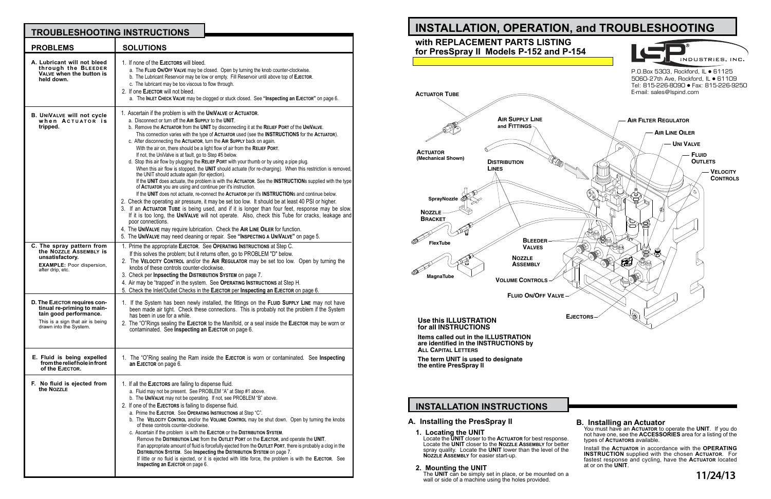## TROUBLESHOOTING INSTRUCTIONS

| PROBLEMS | SOLUTIONS |
|---|---|
| **A. Lubricant will not bleed through the BLEEDER VALVE when the button is held down.** | 1. If none of the **EJECTORS** will bleed.<br>a. The **FLUID ON/OFF VALVE** may be closed. Open by turning the knob counter-clockwise.<br>b. The Lubricant Reservoir may be low or empty. Fill Reservoir until above top of **EJECTOR**.<br>c. The lubricant may be too viscous to flow through.<br>2. If one **EJECTOR** will not bleed.<br>a. The **INLET CHECK VALVE** may be clogged or stuck closed. See **"Inspecting an EJECTOR"** on page 6. |
| **B. UNIVALVE will not cycle when ACTUATOR is tripped.** | 1. Ascertain if the problem is with the **UNIVALVE** or **ACTUATOR**.<br>a. Disconnect or turn off the **AIR SUPPLY** to the **UNIT**.<br>b. Remove the **ACTUATOR** from the **UNIT** by disconnecting it at the **RELIEF PORT** of the **UNIVALVE**. This connection varies with the type of **ACTUATOR** used (see the **INSTRUCTIONS** for the **ACTUATOR**).<br>c. After disconnecting the **ACTUATOR**, turn the **AIR SUPPLY** back on again. With the air on, there should be a light flow of air from the **RELIEF PORT**. If not, the UniValve is at fault, go to Step #5 below.<br>d. Stop this air flow by plugging the **RELIEF PORT** with your thumb or by using a pipe plug. When this air flow is stopped, the **UNIT** should actuate (for re-charging). When this restriction is removed, the UNIT should actuate again (for ejection). If the **UNIT** does actuate, the problem is with the **ACTUATOR**. See the **INSTRUCTION**s supplied with the type of **ACTUATOR** you are using and continue per it's instruction. If the **UNIT** does not actuate, re-connect the **ACTUATOR** per it's **INSTRUCTION**s and continue below.<br>2. Check the operating air pressure, it may be set too low. It should be at least 40 PSI or higher.<br>3. If an **ACTUATOR TUBE** is being used, and if it is longer than four feet, response may be slow. If it is too long, the **UNIVALVE** will not operate. Also, check this Tube for cracks, leakage and poor connections.<br>4. The **UNIVALVE** may require lubrication. Check the **AIR LINE OILER** for function.<br>5. The **UNIVALVE** may need cleaning or repair. See **"INSPECTING A UNIVALVE"** on page 5. |
| **C. The spray pattern from the NOZZLE ASSEMBLY is unsatisfactory.**<br>**EXAMPLE:** Poor dispersion, after drip, etc. | 1. Prime the appropriate **EJECTOR**. See **OPERATING INSTRUCTIONS** at Step C. If this solves the problem; but it returns often, go to PROBLEM "D" below.<br>2. The **VELOCITY CONTROL** and/or the **AIR REGULATOR** may be set too low. Open by turning the knobs of these controls counter-clockwise.<br>3. Check per **Inpsecting the DISTRIBUTION SYSTEM** on page 7.<br>4. Air may be "trapped" in the system. See **OPERATING INSTRUCTIONS** at Step H.<br>5. Check the Inlet/Outlet Checks in the **EJECTOR** per **Inspecting an EJECTOR** on page 6. |
| **D. The EJECTOR requires continual re-priming to maintain good performance.**<br>This is a sign that air is being drawn into the System. | 1. If the System has been newly installed, the fittings on the **FLUID SUPPLY LINE** may not have been made air tight. Check these connections. This is probably not the problem if the System has been in use for a while.<br>2. The "O"Rings sealing the **EJECTOR** to the Manifold, or a seal inside the **EJECTOR** may be worn or contaminated. See **Inspecting an EJECTOR** on page 6. |
| **E. Fluid is being expelled from the relief hole in front of the EJECTOR.** | 1. The "O"Ring sealing the Ram inside the **EJECTOR** is worn or contaminated. See **Inspecting an EJECTOR** on page 6. |
| **F. No fluid is ejected from the NOZZLE** | 1. If all the **EJECTORS** are failing to dispense fluid.<br>a. Fluid may not be present. See PROBLEM "A" at Step #1 above.<br>b. The **UNIVALVE** may not be operating. If not, see PROBLEM "B" above.<br>2. If one of the **EJECTORS** is failing to dispense fluid.<br>a. Prime the **EJECTOR**. See **OPERATING INSTRUCTIONS** at Step "C".<br>b. The **VELOCITY CONTROL** and/or the **VOLUME CONTROL** may be shut down. Open by turning the knobs of these controls counter-clockwise.<br>c. Ascertain if the problem is with the **EJECTOR** or the **DISTRIBUTION SYSTEM**. Remove the **DISTRIBUTION LINE** from the **OUTLET PORT** on the **EJECTOR**, and operate the **UNIT**. If an appropriate amount of fluid is forcefully ejected from the **OUTLET PORT**, there is probably a clog in the **DISTRIBUTION SYSTEM**. See **Inspecting the DISTRIBUTION SYSTEM** on page 7. If little or no fluid is ejected, or it is ejected with little force, the problem is with the **EJECTOR**. See **Inspecting an EJECTOR** on page 6. |

# INSTALLATION, OPERATION, and TROUBLESHOOTING

### with REPLACEMENT PARTS LISTING for PresSpray II Models P-152 and P-154

LSP INDUSTRIES, INC.
P.O.Box 5303, Rockford, IL ● 61125
5060-27th Ave, Rockford, IL ● 61109
Tel: 815-226-8090 ● Fax: 815-226-9250
E-mail: sales@lspind.com

ACTUATOR TUBE — AIR SUPPLY LINE and FITTINGS — AIR FILTER REGULATOR — AIR LINE OILER — UNI VALVE — FLUID OUTLETS — VELOCITY CONTROLS — ACTUATOR (Mechanical Shown) — DISTRIBUTION LINES — SprayNozzle — NOZZLE BRACKET — FlexTube — BLEEDER VALVES — NOZZLE ASSEMBLY — MagnaTube — VOLUME CONTROLS — FLUID ON/OFF VALVE — EJECTORS

**Use this ILLUSTRATION for all INSTRUCTIONS**

**Items called out in the ILLUSTRATION are identified in the INSTRUCTIONS by ALL CAPITAL LETTERS**

**The term UNIT is used to designate the entire PresSpray II**

## INSTALLATION INSTRUCTIONS

### A. Installing the PresSpray II

**1. Locating the UNIT**
Locate the **UNIT** closer to the **ACTUATOR** for best response. Locate the **UNIT** closer to the **NOZZLE ASSEMBLY** for better spray quality. Locate the **UNIT** lower than the level of the **NOZZLE ASSEMBLY** for easier start-up.

**2. Mounting the UNIT**
The **UNIT** can be simply set in place, or be mounted on a wall or side of a machine using the holes provided.

### B. Installing an Actuator

You must have an **ACTUATOR** to operate the **UNIT**. If you do not have one, see the **ACCESSORIES** area for a listing of the types of **ACTUATORS** available.

Install the **ACTUATOR** in accordance with the **OPERATING INSTRUCTION** supplied with the chosen **ACTUATOR**. For fastest response and cycling, have the **ACTUATOR** located at or on the **UNIT**.

11/24/13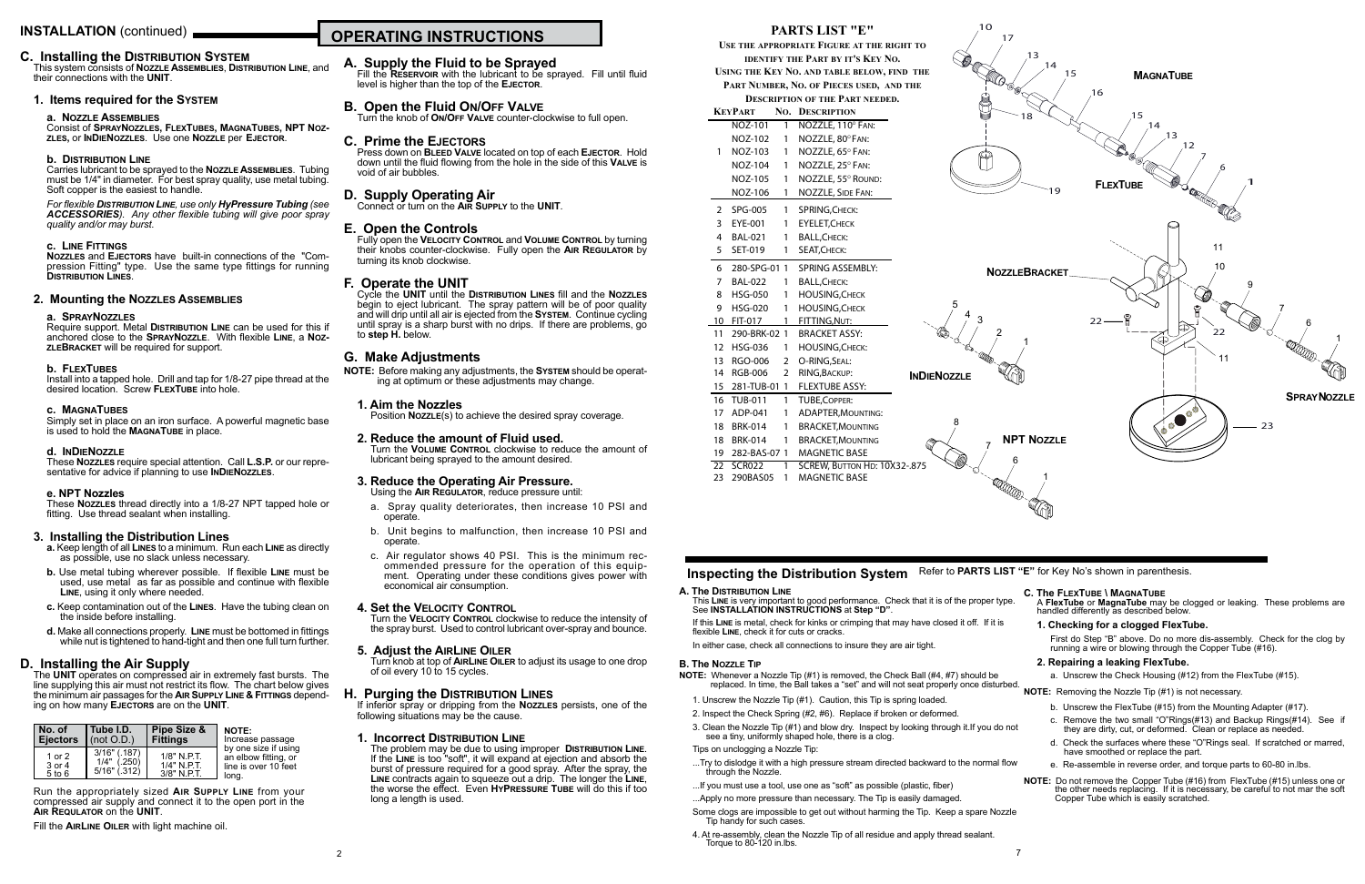## INSTALLATION (continued)

### C. Installing the DISTRIBUTION SYSTEM

This system consists of **NOZZLE ASSEMBLIES**, **DISTRIBUTION LINE**, and their connections with the **UNIT**.

#### 1. Items required for the SYSTEM

**a. NOZZLE ASSEMBLIES**

Consist of **SPRAYNOZZLES, FLEXTUBES, MAGNATUBES, NPT NOZZLES,** or **INDIENOZZLES**. Use one **NOZZLE** per **EJECTOR**.

**b. DISTRIBUTION LINE**

Carries lubricant to be sprayed to the **NOZZLE ASSEMBLIES**. Tubing must be 1/4" in diameter. For best spray quality, use metal tubing. Soft copper is the easiest to handle.

*For flexible **DISTRIBUTION LINE**, use only **HyPressure Tubing** (see **ACCESSORIES**). Any other flexible tubing will give poor spray quality and/or may burst.*

**c. LINE FITTINGS**

**NOZZLES** and **EJECTORS** have built-in connections of the "Compression Fitting" type. Use the same type fittings for running **DISTRIBUTION LINES**.

#### 2. Mounting the NOZZLES ASSEMBLIES

**a. SPRAYNOZZLES**

Require support. Metal **DISTRIBUTION LINE** can be used for this if anchored close to the **SPRAYNOZZLE**. With flexible **LINE**, a **NOZZLEBRACKET** will be required for support.

**b. FLEXTUBES**

Install into a tapped hole. Drill and tap for 1/8-27 pipe thread at the desired location. Screw **FLEXTUBE** into hole.

**c. MAGNATUBES**

Simply set in place on an iron surface. A powerful magnetic base is used to hold the **MAGNATUBE** in place.

**d. INDIENOZZLE**

These **NOZZLES** require special attention. Call **L.S.P.** or our representative for advice if planning to use **INDIENOZZLES**.

**e. NPT Nozzles**

These **NOZZLES** thread directly into a 1/8-27 NPT tapped hole or fitting. Use thread sealant when installing.

#### 3. Installing the Distribution Lines

- **a.** Keep length of all **LINES** to a minimum. Run each **LINE** as directly as possible, use no slack unless necessary.
- **b.** Use metal tubing wherever possible. If flexible **LINE** must be used, use metal as far as possible and continue with flexible **LINE**, using it only where needed.
- **c.** Keep contamination out of the **LINES**. Have the tubing clean on the inside before installing.
- **d.** Make all connections properly. **LINE** must be bottomed in fittings while nut is tightened to hand-tight and then one full turn further.

### D. Installing the Air Supply

The **UNIT** operates on compressed air in extremely fast bursts. The line supplying this air must not restrict its flow. The chart below gives the minimum air passages for the **AIR SUPPLY LINE & FITTINGS** depending on how many **EJECTORS** are on the **UNIT**.

| No. of Ejectors | Tube I.D. (not O.D.) | Pipe Size & Fittings |
|---|---|---|
| 1 or 2 | 3/16" (.187) | 1/8" N.P.T. |
| 3 or 4 | 1/4" (.250) | 1/4" N.P.T. |
| 5 to 6 | 5/16" (.312) | 3/8" N.P.T. |

**NOTE:** Increase passage by one size if using an elbow fitting, or line is over 10 feet long.

Run the appropriately sized **AIR SUPPLY LINE** from your compressed air supply and connect it to the open port in the **AIR REGULATOR** on the **UNIT**.

Fill the **AIRLINE OILER** with light machine oil.

## OPERATING INSTRUCTIONS

### A. Supply the Fluid to be Sprayed

Fill the **RESERVOIR** with the lubricant to be sprayed. Fill until fluid level is higher than the top of the **EJECTOR**.

### B. Open the Fluid ON/OFF VALVE

Turn the knob of **ON/OFF VALVE** counter-clockwise to full open.

### C. Prime the EJECTORS

Press down on **BLEED VALVE** located on top of each **EJECTOR**. Hold down until the fluid flowing from the hole in the side of this **VALVE** is void of air bubbles.

### D. Supply Operating Air

Connect or turn on the **AIR SUPPLY** to the **UNIT**.

### E. Open the Controls

Fully open the **VELOCITY CONTROL** and **VOLUME CONTROL** by turning their knobs counter-clockwise. Fully open the **AIR REGULATOR** by turning its knob clockwise.

### F. Operate the UNIT

Cycle the **UNIT** until the **DISTRIBUTION LINES** fill and the **NOZZLES** begin to eject lubricant. The spray pattern will be of poor quality and will drip until all air is ejected from the **SYSTEM**. Continue cycling until spray is a sharp burst with no drips. If there are problems, go to **step H.** below.

### G. Make Adjustments

**NOTE:** Before making any adjustments, the **SYSTEM** should be operating at optimum or these adjustments may change.

#### 1. Aim the Nozzles

Position **NOZZLE**(s) to achieve the desired spray coverage.

#### 2. Reduce the amount of Fluid used.

Turn the **VOLUME CONTROL** clockwise to reduce the amount of lubricant being sprayed to the amount desired.

#### 3. Reduce the Operating Air Pressure.

Using the **AIR REGULATOR**, reduce pressure until:

- a. Spray quality deteriorates, then increase 10 PSI and operate.
- b. Unit begins to malfunction, then increase 10 PSI and operate.
- c. Air regulator shows 40 PSI. This is the minimum recommended pressure for the operation of this equipment. Operating under these conditions gives power with economical air consumption.

#### 4. Set the VELOCITY CONTROL

Turn the **VELOCITY CONTROL** clockwise to reduce the intensity of the spray burst. Used to control lubricant over-spray and bounce.

#### 5. Adjust the AIRLINE OILER

Turn knob at top of **AIRLINE OILER** to adjust its usage to one drop of oil every 10 to 15 cycles.

### H. Purging the DISTRIBUTION LINES

If inferior spray or dripping from the **NOZZLES** persists, one of the following situations may be the cause.

#### 1. Incorrect DISTRIBUTION LINE

The problem may be due to using improper **DISTRIBUTION LINE**. If the **LINE** is too "soft", it will expand at ejection and absorb the burst of pressure required for a good spray. After the spray, the **LINE** contracts again to squeeze out a drip. The longer the **LINE**, the worse the effect. Even **HYPRESSURE TUBE** will do this if too long a length is used.

## PARTS LIST "E"

USE THE APPROPRIATE FIGURE AT THE RIGHT TO IDENTIFY THE PART BY IT'S KEY NO. USING THE KEY NO. AND TABLE BELOW, FIND THE PART NUMBER, NO. OF PIECES USED, AND THE DESCRIPTION OF THE PART NEEDED.

| KEY | PART | NO. | DESCRIPTION |
|---|---|---|---|
| | NOZ-101 | 1 | NOZZLE, 110° FAN: |
| | NOZ-102 | 1 | NOZZLE, 80° FAN: |
| 1 | NOZ-103 | 1 | NOZZLE, 65° FAN: |
| | NOZ-104 | 1 | NOZZLE, 25° FAN: |
| | NOZ-105 | 1 | NOZZLE, 55° ROUND: |
| | NOZ-106 | 1 | NOZZLE, SIDE FAN: |
| 2 | SPG-005 | 1 | SPRING, CHECK: |
| 3 | EYE-001 | 1 | EYELET, CHECK |
| 4 | BAL-021 | 1 | BALL, CHECK: |
| 5 | SET-019 | 1 | SEAT, CHECK: |
| 6 | 280-SPG-01 | 1 | SPRING ASSEMBLY: |
| 7 | BAL-022 | 1 | BALL, CHECK: |
| 8 | HSG-050 | 1 | HOUSING, CHECK |
| 9 | HSG-020 | 1 | HOUSING, CHECK |
| 10 | FIT-017 | 1 | FITTING, NUT: |
| 11 | 290-BRK-02 | 1 | BRACKET ASSY: |
| 12 | HSG-036 | 1 | HOUSING, CHECK: |
| 13 | RGO-006 | 2 | O-RING, SEAL: |
| 14 | RGB-006 | 2 | RING, BACKUP: |
| 15 | 281-TUB-01 | 1 | FLEXTUBE ASSY: |
| 16 | TUB-011 | 1 | TUBE, COPPER: |
| 17 | ADP-041 | 1 | ADAPTER, MOUNTING: |
| 18 | BRK-014 | 1 | BRACKET, MOUNTING |
| 18 | BRK-014 | 1 | BRACKET, MOUNTING |
| 19 | 282-BAS-07 | 1 | MAGNETIC BASE |
| 22 | SCR022 | 1 | SCREW, BUTTON HD: 10X32-.875 |
| 23 | 290BAS05 | 1 | MAGNETIC BASE |

MAGNATUBE · FLEXTUBE · NOZZLEBRACKET · SPRAYNOZZLE · INDIENOZZLE · NPT NOZZLE

## Inspecting the Distribution System

Refer to **PARTS LIST "E"** for Key No's shown in parenthesis.

### A. The DISTRIBUTION LINE

This **LINE** is very important to good performance. Check that it is of the proper type. See **INSTALLATION INSTRUCTIONS** at **Step "D"**.

If this **LINE** is metal, check for kinks or crimping that may have closed it off. If it is flexible **LINE**, check it for cuts or cracks.

In either case, check all connections to insure they are air tight.

### B. The NOZZLE TIP

**NOTE:** Whenever a Nozzle Tip (#1) is removed, the Check Ball (#4, #7) should be replaced. In time, the Ball takes a "set" and will not seat properly once disturbed.

1. Unscrew the Nozzle Tip (#1). Caution, this Tip is spring loaded.
2. Inspect the Check Spring (#2, #6). Replace if broken or deformed.
3. Clean the Nozzle Tip (#1) and blow dry. Inspect by looking through it.If you do not see a tiny, uniformly shaped hole, there is a clog.

Tips on unclogging a Nozzle Tip:

...Try to dislodge it with a high pressure stream directed backward to the normal flow through the Nozzle.

...If you must use a tool, use one as "soft" as possible (plastic, fiber)

...Apply no more pressure than necessary. The Tip is easily damaged.

Some clogs are impossible to get out without harming the Tip. Keep a spare Nozzle Tip handy for such cases.

4. At re-assembly, clean the Nozzle Tip of all residue and apply thread sealant. Torque to 80-120 in.lbs.

### C. The FLEXTUBE \ MAGNATUBE

A **FlexTube** or **MagnaTube** may be clogged or leaking. These problems are handled differently as described below.

#### 1. Checking for a clogged FlexTube.

First do Step "B" above. Do no more dis-assembly. Check for the clog by running a wire or blowing through the Copper Tube (#16).

#### 2. Repairing a leaking FlexTube.

a. Unscrew the Check Housing (#12) from the FlexTube (#15).

**NOTE:** Removing the Nozzle Tip (#1) is not necessary.

b. Unscrew the FlexTube (#15) from the Mounting Adapter (#17).

c. Remove the two small "O"Rings(#13) and Backup Rings(#14). See if they are dirty, cut, or deformed. Clean or replace as needed.

d. Check the surfaces where these "O"Rings seal. If scratched or marred, have smoothed or replace the part.

e. Re-assemble in reverse order, and torque parts to 60-80 in.lbs.

**NOTE:** Do not remove the Copper Tube (#16) from FlexTube (#15) unless one or the other needs replacing. If it is necessary, be careful to not mar the soft Copper Tube which is easily scratched.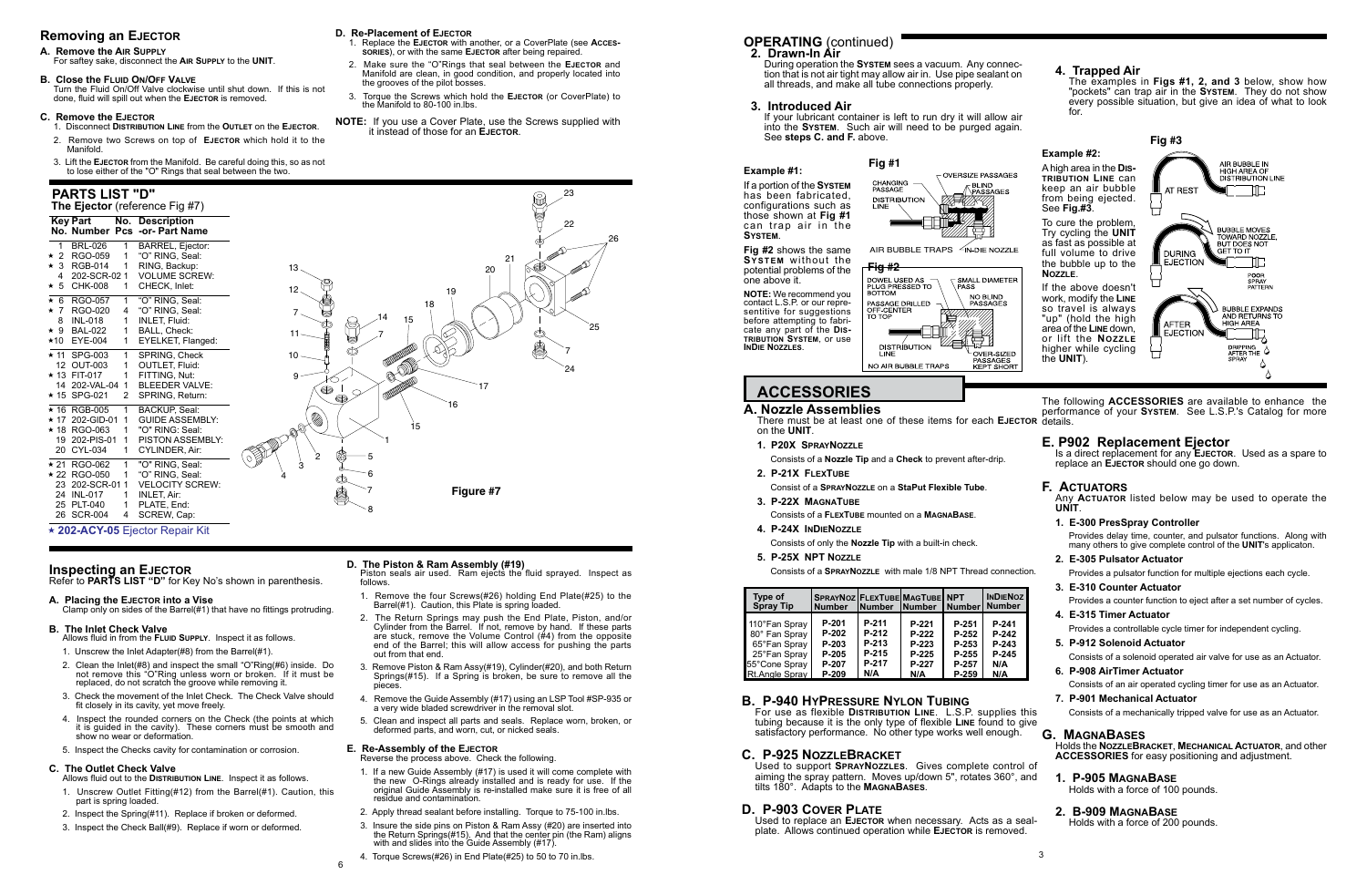## Removing an Ejector

**A. Remove the Air Supply**
For saftey sake, disconnect the **Air Supply** to the **Unit**.

**B. Close the Fluid On/Off Valve**
Turn the Fluid On/Off Valve clockwise until shut down. If this is not done, fluid will spill out when the **Ejector** is removed.

**C. Remove the Ejector**

1. Disconnect **Distribution Line** from the **Outlet** on the **Ejector**.
2. Remove two Screws on top of **Ejector** which hold it to the Manifold.
3. Lift the **Ejector** from the Manifold. Be careful doing this, so as not to lose either of the "O" Rings that seal between the two.

**D. Re-Placement of Ejector**

1. Replace the **Ejector** with another, or a CoverPlate (see **Accessories**), or with the same **Ejector** after being repaired.
2. Make sure the "O"Rings that seal between the **Ejector** and Manifold are clean, in good condition, and properly located into the grooves of the pilot bosses.
3. Torque the Screws which hold the **Ejector** (or CoverPlate) to the Manifold to 80-100 in.lbs.

**NOTE:** If you use a Cover Plate, use the Screws supplied with it instead of those for an **Ejector**.

## PARTS LIST "D"

**The Ejector** (reference Fig #7)

| Key No. | Part Number | No. Pcs | Description -or- Part Name |
|---|---|---|---|
| 1 | BRL-026 | 1 | BARREL, Ejector: |
| ★ 2 | RGO-059 | 1 | "O" RING, Seal: |
| ★ 3 | RGB-014 | 1 | RING, Backup: |
| 4 | 202-SCR-02 | 1 | VOLUME SCREW: |
| ★ 5 | CHK-008 | 1 | CHECK, Inlet: |
| ★ 6 | RGO-057 | 1 | "O" RING, Seal: |
| ★ 7 | RGO-020 | 4 | "O" RING, Seal: |
| 8 | INL-018 | 1 | INLET, Fluid: |
| ★ 9 | BAL-022 | 1 | BALL, Check: |
| ★10 | EYE-004 | 1 | EYELKET, Flanged: |
| ★ 11 | SPG-003 | 1 | SPRING, Check |
| 12 | OUT-003 | 1 | OUTLET, Fluid: |
| ★ 13 | FIT-017 | 1 | FITTING, Nut: |
| 14 | 202-VAL-04 | 1 | BLEEDER VALVE: |
| ★ 15 | SPG-021 | 2 | SPRING, Return: |
| ★ 16 | RGB-005 | 1 | BACKUP, Seal: |
| ★ 17 | 202-GID-01 | 1 | GUIDE ASSEMBLY: |
| ★ 18 | RGO-063 | 1 | "O" RING, Seal: |
| 19 | 202-PIS-01 | 1 | PISTON ASSEMBLY: |
| 20 | CYL-034 | 1 | CYLINDER, Air: |
| ★ 21 | RGO-062 | 1 | "O" RING, Seal: |
| ★ 22 | RGO-050 | 1 | "O" RING, Seal: |
| 23 | 202-SCR-01 | 1 | VELOCITY SCREW: |
| 24 | INL-017 | 1 | INLET, Air: |
| 25 | PLT-040 | 1 | PLATE, End: |
| 26 | SCR-004 | 4 | SCREW, Cap: |

★ **202-ACY-05** Ejector Repair Kit

Figure #7

## Inspecting an Ejector

Refer to **PARTS LIST "D"** for Key No's shown in parenthesis.

**A. Placing the Ejector into a Vise**
Clamp only on sides of the Barrel(#1) that have no fittings protruding.

**B. The Inlet Check Valve**
Allows fluid in from the **Fluid Supply**. Inspect it as follows.

1. Unscrew the Inlet Adapter(#8) from the Barrel(#1).
2. Clean the Inlet(#8) and inspect the small "O"Ring(#6) inside. Do not remove this "O"Ring unless worn or broken. If it must be replaced, do not scratch the groove while removing it.
3. Check the movement of the Inlet Check. The Check Valve should fit closely in its cavity, yet move freely.
4. Inspect the rounded corners on the Check (the points at which it is guided in the cavity). These corners must be smooth and show no wear or deformation.
5. Inspect the Checks cavity for contamination or corrosion.

**C. The Outlet Check Valve**
Allows fluid out to the **Distribution Line**. Inspect it as follows.

1. Unscrew Outlet Fitting(#12) from the Barrel(#1). Caution, this part is spring loaded.
2. Inspect the Spring(#11). Replace if broken or deformed.
3. Inspect the Check Ball(#9). Replace if worn or deformed.

**D. The Piston & Ram Assembly (#19)**
Piston seals air used. Ram ejects the fluid sprayed. Inspect as follows.

1. Remove the four Screws(#26) holding End Plate(#25) to the Barrel(#1). Caution, this Plate is spring loaded.
2. The Return Springs may push the End Plate, Piston, and/or Cylinder from the Barrel. If not, remove by hand. If these parts are stuck, remove the Volume Control (#4) from the opposite end of the Barrel; this will allow access for pushing the parts out from that end.
3. Remove Piston & Ram Assy(#19), Cylinder(#20), and both Return Springs(#15). If a Spring is broken, be sure to remove all the pieces.
4. Remove the Guide Assembly (#17) using an LSP Tool #SP-935 or a very wide bladed screwdriver in the removal slot.
5. Clean and inspect all parts and seals. Replace worn, broken, or deformed parts, and worn, cut, or nicked seals.

**E. Re-Assembly of the Ejector**
Reverse the process above. Check the following.

1. If a new Guide Assembly (#17) is used it will come complete with the new O-Rings already installed and is ready for use. If the original Guide Assembly is re-installed make sure it is free of all residue and contamination.
2. Apply thread sealant before installing. Torque to 75-100 in.lbs.
3. Insure the side pins on Piston & Ram Assy (#20) are inserted into the Return Springs(#15). And that the center pin (the Ram) aligns with and slides into the Guide Assembly (#17).
4. Torque Screws(#26) in End Plate(#25) to 50 to 70 in.lbs.

## OPERATING (continued)

### 2. Drawn-In Air

During operation the **System** sees a vacuum. Any connection that is not air tight may allow air in. Use pipe sealant on all threads, and make all tube connections properly.

### 3. Introduced Air

If your lubricant container is left to run dry it will allow air into the **System**. Such air will need to be purged again. See **steps C. and F.** above.

### 4. Trapped Air

The examples in **Figs #1, 2, and 3** below, show how "pockets" can trap air in the **System**. They do not show every possible situation, but give an idea of what to look for.

**Example #1:**

If a portion of the **System** has been fabricated, configurations such as those shown at **Fig #1** can trap air in the **System**.

**Fig #2** shows the same **System** without the potential problems of the one above it.

**NOTE:** We recommend you contact L.S.P. or our representive for suggestions before attempting to fabricate any part of the **Distribution System**, or use **InDie Nozzles**.

Fig #1 — CHANGING PASSAGE; DISTRIBUTION LINE; OVERSIZE PASSAGES; BLIND PASSAGES; AIR BUBBLE TRAPS; IN-DIE NOZZLE

Fig #2 — DOWEL USED AS PLUG PRESSED TO BOTTOM; PASSAGE DRILLED OFF-CENTER TO TOP; DISTRIBUTION LINE; SMALL DIAMETER PASS; NO BLIND PASSAGES; OVER-SIZED PASSAGES KEPT SHORT; NO AIR BUBBLE TRAPS

**Example #2:**

A high area in the **Distribution Line** can keep an air bubble from being ejected. See **Fig.#3**.

To cure the problem, Try cycling the **Unit** as fast as possible at full volume to drive the bubble up to the **Nozzle**.

If the above doesn't work, modify the **Line** so travel is always "up" (hold the high area of the **Line** down, or lift the **Nozzle** higher while cycling the **Unit**).

Fig #3 — AT REST: AIR BUBBLE IN HIGH AREA OF DISTRIBUTION LINE; DURING EJECTION: BUBBLE MOVES TOWARD NOZZLE, BUT DOES NOT GET TO IT; POOR SPRAY PATTERN; AFTER EJECTION: BUBBLE EXPANDS AND RETURNS TO HIGH AREA; DRIPPING AFTER THE SPRAY

## ACCESSORIES

The following **ACCESSORIES** are available to enhance the performance of your **System**. See L.S.P.'s Catalog for more details.

### A. Nozzle Assemblies

There must be at least one of these items for each **Ejector** on the **Unit**.

**1. P20X SprayNozzle**

Consists of a **Nozzle Tip** and a **Check** to prevent after-drip.

**2. P-21X FlexTube**

Consist of a **SprayNozzle** on a **StaPut Flexible Tube**.

**3. P-22X MagnaTube**

Consists of a **FlexTube** mounted on a **MagnaBase**.

**4. P-24X InDieNozzle**

Consists of only the **Nozzle Tip** with a built-in check.

**5. P-25X NPT Nozzle**

Consists of a **SprayNozzle** with male 1/8 NPT Thread connection.

| Type of Spray Tip | SprayNoz Number | FlexTube Number | MagTube Number | NPT Number | InDieNoz Number |
|---|---|---|---|---|---|
| 110°Fan Spray | P-201 | P-211 | P-221 | P-251 | P-241 |
| 80° Fan Spray | P-202 | P-212 | P-222 | P-252 | P-242 |
| 65°Fan Spray | P-203 | P-213 | P-223 | P-253 | P-243 |
| 25°Fan Spray | P-205 | P-215 | P-225 | P-255 | P-245 |
| 55°Cone Spray | P-207 | P-217 | P-227 | P-257 | N/A |
| Rt.Angle Spray | P-209 | N/A | N/A | P-259 | N/A |

### B. P-940 HyPressure Nylon Tubing

For use as flexible **Distribution Line**. L.S.P. supplies this tubing because it is the only type of flexible **Line** found to give satisfactory performance. No other type works well enough.

### C. P-925 NozzleBracket

Used to support **SprayNozzles**. Gives complete control of aiming the spray pattern. Moves up/down 5", rotates 360°, and tilts 180°. Adapts to the **MagnaBases**.

### D. P-903 Cover Plate

Used to replace an **Ejector** when necessary. Acts as a sealplate. Allows continued operation while **Ejector** is removed.

### E. P902 Replacement Ejector

Is a direct replacement for any **Ejector**. Used as a spare to replace an **Ejector** should one go down.

### F. Actuators

Any **Actuator** listed below may be used to operate the **Unit**.

**1. E-300 PresSpray Controller**

Provides delay time, counter, and pulsator functions. Along with many others to give complete control of the **Unit**'s applicaton.

**2. E-305 Pulsator Actuator**

Provides a pulsator function for multiple ejections each cycle.

**3. E-310 Counter Actuator**

Provides a counter function to eject after a set number of cycles.

**4. E-315 Timer Actuator**

Provides a controllable cycle timer for independent cycling.

**5. P-912 Solenoid Actuator**

Consists of a solenoid operated air valve for use as an Actuator.

**6. P-908 AirTimer Actuator**

Consists of an air operated cycling timer for use as an Actuator.

**7. P-901 Mechanical Actuator**

Consists of a mechanically tripped valve for use as an Actuator.

### G. MagnaBases

Holds the **NozzleBracket**, **Mechanical Actuator**, and other **ACCESSORIES** for easy positioning and adjustment.

**1. P-905 MagnaBase**

Holds with a force of 100 pounds.

**2. B-909 MagnaBase**

Holds with a force of 200 pounds.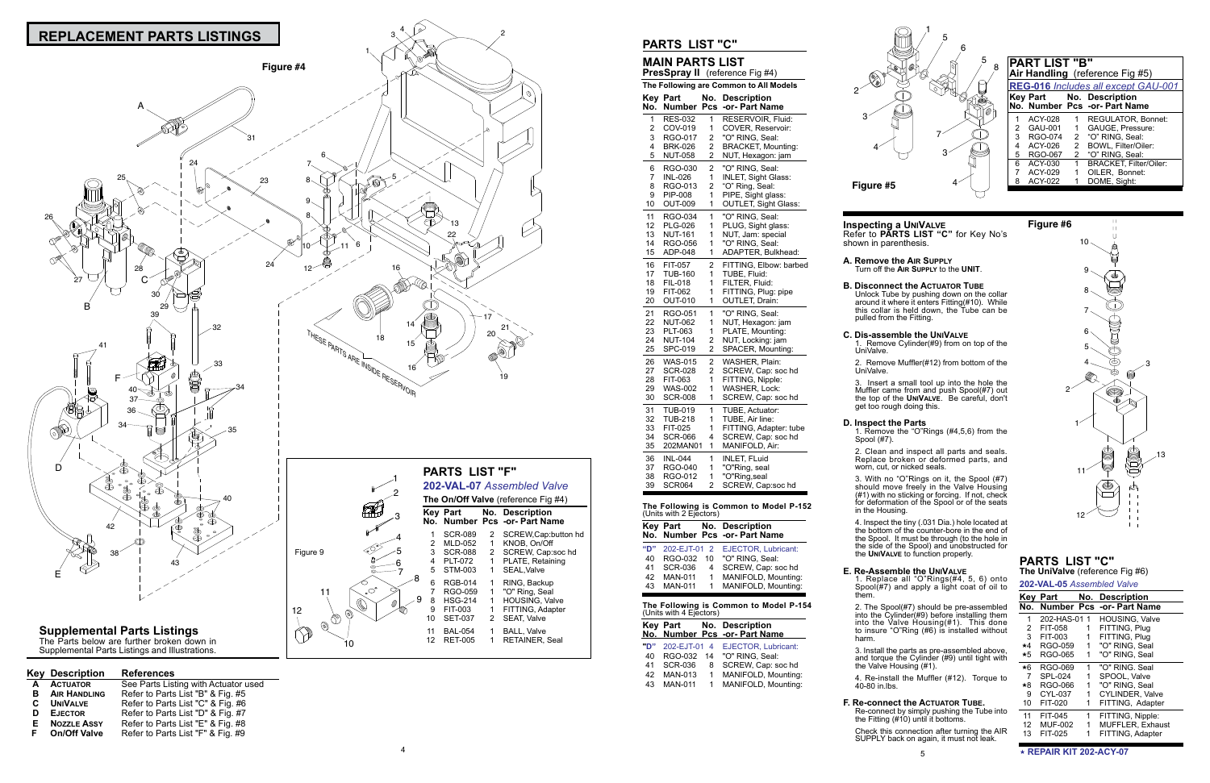# REPLACEMENT PARTS LISTINGS

Figure #4

THESE PARTS ARE INSIDE RESERVOIR

## Supplemental Parts Listings

The Parts below are further broken down in Supplemental Parts Listings and Illustrations.

| Key | Description | References |
|---|---|---|
| A | ACTUATOR | See Parts Listing with Actuator used |
| B | AIR HANDLING | Refer to Parts List "B" & Fig. #5 |
| C | UNIVALVE | Refer to Parts List "C" & Fig. #6 |
| D | EJECTOR | Refer to Parts List "D" & Fig. #7 |
| E | NOZZLE ASSY | Refer to Parts List "E" & Fig. #8 |
| F | On/Off Valve | Refer to Parts List "F" & Fig. #9 |

Figure 9

## PARTS LIST "F"

### 202-VAL-07 *Assembled Valve*

**The On/Off Valve** (reference Fig #4)

| Key No. | Part Number | No. Pcs | Description -or- Part Name |
|---|---|---|---|
| 1 | SCR-089 | 2 | SCREW,Cap:button hd |
| 2 | MLD-052 | 1 | KNOB, On/Off |
| 3 | SCR-088 | 2 | SCREW, Cap:soc hd |
| 4 | PLT-072 | 1 | PLATE, Retaining |
| 5 | STM-003 | 1 | SEAL,Valve |
| 6 | RGB-014 | 1 | RING, Backup |
| 7 | RGO-059 | 1 | "O" Ring, Seal |
| 8 | HSG-214 | 1 | HOUSING, Valve |
| 9 | FIT-003 | 1 | FITTING, Adapter |
| 10 | SET-037 | 2 | SEAT, Valve |
| 11 | BAL-054 | 1 | BALL, Valve |
| 12 | RET-005 | 1 | RETAINER, Seal |

## PARTS LIST "C"

### MAIN PARTS LIST

**PresSpray II** (reference Fig #4)

**The Following are Common to All Models**

| Key No. | Part Number | No. Pcs | Description -or- Part Name |
|---|---|---|---|
| 1 | RES-032 | 1 | RESERVOIR, Fluid: |
| 2 | COV-019 | 1 | COVER, Reservoir: |
| 3 | RGO-017 | 2 | "O" RING, Seal: |
| 4 | BRK-026 | 2 | BRACKET, Mounting: |
| 5 | NUT-058 | 2 | NUT, Hexagon: jam |
| 6 | RGO-030 | 2 | "O" RING, Seal: |
| 7 | INL-026 | 1 | INLET, Sight Glass: |
| 8 | RGO-013 | 2 | "O" Ring, Seal: |
| 9 | PIP-008 | 1 | PIPE, Sight glass: |
| 10 | OUT-009 | 1 | OUTLET, Sight Glass: |
| 11 | RGO-034 | 1 | "O" RING, Seal: |
| 12 | PLG-026 | 1 | PLUG, Sight glass: |
| 13 | NUT-161 | 1 | NUT, Jam: special |
| 14 | RGO-056 | 1 | "O" RING, Seal: |
| 15 | ADP-048 | 1 | ADAPTER, Bulkhead: |
| 16 | FIT-057 | 2 | FITTING, Elbow: barbed |
| 17 | TUB-160 | 1 | TUBE, Fluid: |
| 18 | FIL-018 | 1 | FILTER, Fluid: |
| 19 | FIT-062 | 1 | FITTING, Plug: pipe |
| 20 | OUT-010 | 1 | OUTLET, Drain: |
| 21 | RGO-051 | 1 | "O" RING, Seal: |
| 22 | NUT-062 | 1 | NUT, Hexagon: jam |
| 23 | PLT-063 | 1 | PLATE, Mounting: |
| 24 | NUT-104 | 2 | NUT, Locking: jam |
| 25 | SPC-019 | 2 | SPACER, Mounting: |
| 26 | WAS-015 | 2 | WASHER, Plain: |
| 27 | SCR-028 | 2 | SCREW, Cap: soc hd |
| 28 | FIT-063 | 1 | FITTING, Nipple: |
| 29 | WAS-002 | 1 | WASHER, Lock: |
| 30 | SCR-008 | 1 | SCREW, Cap: soc hd |
| 31 | TUB-019 | 1 | TUBE, Actuator: |
| 32 | TUB-218 | 1 | TUBE, Air line: |
| 33 | FIT-025 | 1 | FITTING, Adapter: tube |
| 34 | SCR-066 | 4 | SCREW, Cap: soc hd |
| 35 | 202MAN01 | 1 | MANIFOLD, Air: |
| 36 | INL-044 | 1 | INLET, FLuid |
| 37 | RGO-040 | 1 | "O"Ring, seal |
| 38 | RGO-012 | 1 | "O"Ring,seal |
| 39 | SCR064 | 2 | SCREW, Cap:soc hd |

**The Following is Common to Model P-152** (Units with 2 Ejectors)

| Key No. | Part Number | No. Pcs | Description -or- Part Name |
|---|---|---|---|
| "D" | 202-EJT-01 | 2 | EJECTOR, Lubricant: |
| 40 | RGO-032 | 10 | "O" RING, Seal: |
| 41 | SCR-036 | 4 | SCREW, Cap: soc hd |
| 42 | MAN-011 | 1 | MANIFOLD, Mounting: |
| 43 | MAN-011 | 1 | MANIFOLD, Mounting: |

**The Following is Common to Model P-154** (Units with 4 Ejectors)

| Key No. | Part Number | No. Pcs | Description -or- Part Name |
|---|---|---|---|
| "D" | 202-EJT-01 | 4 | EJECTOR, Lubricant: |
| 40 | RGO-032 | 14 | "O" RING, Seal: |
| 41 | SCR-036 | 8 | SCREW, Cap: soc hd |
| 42 | MAN-013 | 1 | MANIFOLD, Mounting: |
| 43 | MAN-011 | 1 | MANIFOLD, Mounting: |

Figure #5

## PART LIST "B"

**Air Handling** (reference Fig #5)

**REG-016** *Includes all except GAU-001*

| Key No. | Part Number | No. Pcs | Description -or- Part Name |
|---|---|---|---|
| 1 | ACY-028 | 1 | REGULATOR, Bonnet: |
| 2 | GAU-001 | 1 | GAUGE, Pressure: |
| 3 | RGO-074 | 2 | "O" RING, Seal: |
| 4 | ACY-026 | 2 | BOWL, Filter/Oiler: |
| 5 | RGO-067 | 2 | "O" RING, Seal: |
| 6 | ACY-030 | 1 | BRACKET, Filter/Oiler: |
| 7 | ACY-029 | 1 | OILER, Bonnet: |
| 8 | ACY-022 | 1 | DOME, Sight: |

### Inspecting a UniValve

Refer to **PARTS LIST "C"** for Key No's shown in parenthesis.

**A. Remove the Air Supply**
Turn off the **Air Supply** to the **UNIT**.

**B. Disconnect the Actuator Tube**
Unlock Tube by pushing down on the collar around it where it enters Fitting(#10). While this collar is held down, the Tube can be pulled from the Fitting.

**C. Dis-assemble the UniValve**
1. Remove Cylinder(#9) from on top of the UniValve.

2. Remove Muffler(#12) from bottom of the UniValve.

3. Insert a small tool up into the hole the Muffler came from and push Spool(#7) out the top of the **UniValve**. Be careful, don't get too rough doing this.

**D. Inspect the Parts**
1. Remove the "O"Rings (#4,5,6) from the Spool (#7).

2. Clean and inspect all parts and seals. Replace broken or deformed parts, and worn, cut, or nicked seals.

3. With no "O"Rings on it, the Spool (#7) should move freely in the Valve Housing (#1) with no sticking or forcing. If not, check for deformation of the Spool or of the seats in the Housing.

4. Inspect the tiny (.031 Dia.) hole located at the bottom of the counter-bore in the end of the Spool. It must be through (to the hole in the side of the Spool) and unobstructed for the **UniValve** to function properly.

**E. Re-Assemble the UniValve**
1. Replace all "O"Rings(#4, 5, 6) onto Spool(#7) and apply a light coat of oil to them.

2. The Spool(#7) should be pre-assembled into the Cylinder(#9) before installing them into the Valve Housing(#1). This done to insure "O"Ring (#6) is installed without harm.

3. Install the parts as pre-assembled above, and torque the Cylinder (#9) until tight with the Valve Housing (#1).

4. Re-install the Muffler (#12). Torque to 40-80 in.lbs.

**F. Re-connect the Actuator Tube.**
Re-connect by simply pushing the Tube into the Fitting (#10) until it bottoms.

Check this connection after turning the AIR SUPPLY back on again, it must not leak.

Figure #6

## PARTS LIST "C"

**The UniValve** (reference Fig #6)

**202-VAL-05** *Assembled Valve*

| Key No. | Part Number | No. Pcs | Description -or- Part Name |
|---|---|---|---|
| 1 | 202-HAS-01 | 1 | HOUSING, Valve |
| 2 | FIT-058 | 1 | FITTING, Plug |
| 3 | FIT-003 | 1 | FITTING, Plug |
| *4 | RGO-059 | 1 | "O" RING, Seal |
| *5 | RGO-065 | 1 | "O" RING, Seal |
| *6 | RGO-069 | 1 | "O" RING. Seal |
| 7 | SPL-024 | 1 | SPOOL, Valve |
| *8 | RGO-066 | 1 | "O" RING, Seal |
| 9 | CYL-037 | 1 | CYLINDER, Valve |
| 10 | FIT-020 | 1 | FITTING, Adapter |
| 11 | FIT-045 | 1 | FITTING, Nipple: |
| 12 | MUF-002 | 1 | MUFFLER, Exhaust |
| 13 | FIT-025 | 1 | FITTING, Adapter |

**\* REPAIR KIT 202-ACY-07**